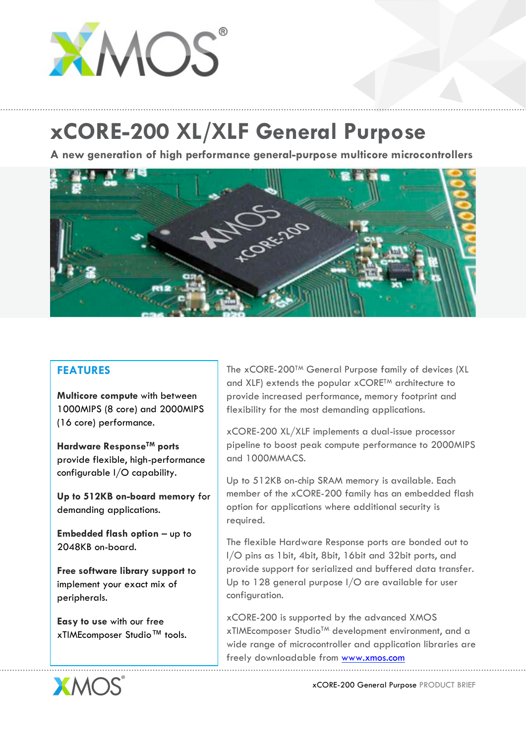# xCORE-200 XL/XLF General Purpose

**A new generation of high performance general-purpose multicore microcontrollers**

## FEATURES

**Multicore compute** with between 1000MIPS (8 core) and 2000MIPS (16 core) performance.

**Hardware Response™ ports** provide flexible, high-performance configurable I/O capability.

**Up to 512KB on-board memory** for demanding applications.

**Embedded flash option** – up to 2048KB on-board.

**Free software library support** to implement your exact mix of peripherals.

**Easy to use** with our free xTIMEcomposer Studio™ tools.

The xCORE-200™ General Purpose family of devices (XL and XLF) extends the popular xCORE™ architecture to provide increased performance, memory footprint and flexibility for the most demanding applications.

xCORE-200 XL/XLF implements a dual-issue processor pipeline to boost peak compute performance to 2000MIPS and 1000MMACS.

Up to 512KB on-chip SRAM memory is available. Each member of the xCORE-200 family has an embedded flash option for applications where additional security is required.

The flexible Hardware Response ports are bonded out to I/O pins as 1bit, 4bit, 8bit, 16bit and 32bit ports, and provide support for serialized and buffered data transfer. Up to 128 general purpose I/O are available for user configuration.

xCORE-200 is supported by the advanced XMOS xTIMEcomposer Studio™ development environment, and a wide range of microcontroller and application libraries are freely downloadable from [www.xmos.com](http://www.xmos.com)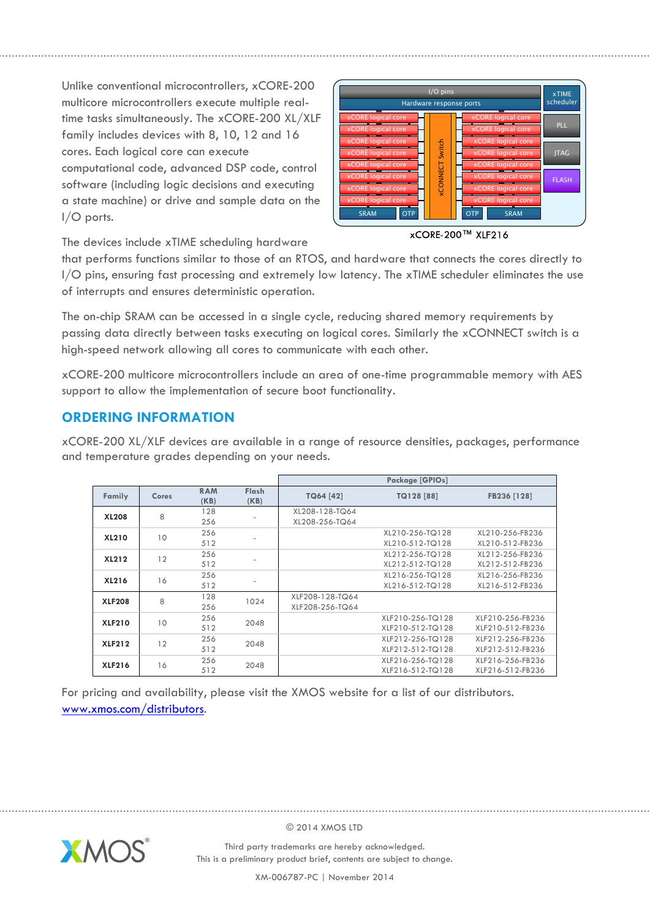Unlike conventional microcontrollers, xCORE-200 multicore microcontrollers execute multiple real-time tasks simultaneously. The xCORE-200 XL/XLF family includes devices with 8, 10, 12 and 16 cores. Each logical core can execute computational code, advanced DSP code, control software (including logic decisions and executing a state machine) or drive and sample data on the I/O ports.

I/O pins
Hardware response ports
xTIME scheduler
xCORE logical core
xCONNECT Switch
PLL
JTAG
FLASH
SRAM
OTP

xCORE-200™ XLF216

The devices include xTIME scheduling hardware that performs functions similar to those of an RTOS, and hardware that connects the cores directly to I/O pins, ensuring fast processing and extremely low latency. The xTIME scheduler eliminates the use of interrupts and ensures deterministic operation.

The on-chip SRAM can be accessed in a single cycle, reducing shared memory requirements by passing data directly between tasks executing on logical cores. Similarly the xCONNECT switch is a high-speed network allowing all cores to communicate with each other.

xCORE-200 multicore microcontrollers include an area of one-time programmable memory with AES support to allow the implementation of secure boot functionality.

## ORDERING INFORMATION

xCORE-200 XL/XLF devices are available in a range of resource densities, packages, performance and temperature grades depending on your needs.

| | | | | Package [GPIOs] | | |
|---|---|---|---|---|---|---|
| **Family** | **Cores** | **RAM (KB)** | **Flash (KB)** | **TQ64 [42]** | **TQ128 [88]** | **FB236 [128]** |
| **XL208** | 8 | 128 | - | XL208-128-TQ64 | | |
| | | 256 | | XL208-256-TQ64 | | |
| **XL210** | 10 | 256 | - | | XL210-256-TQ128 | XL210-256-FB236 |
| | | 512 | | | XL210-512-TQ128 | XL210-512-FB236 |
| **XL212** | 12 | 256 | - | | XL212-256-TQ128 | XL212-256-FB236 |
| | | 512 | | | XL212-512-TQ128 | XL212-512-FB236 |
| **XL216** | 16 | 256 | - | | XL216-256-TQ128 | XL216-256-FB236 |
| | | 512 | | | XL216-512-TQ128 | XL216-512-FB236 |
| **XLF208** | 8 | 128 | 1024 | XLF208-128-TQ64 | | |
| | | 256 | | XLF208-256-TQ64 | | |
| **XLF210** | 10 | 256 | 2048 | | XLF210-256-TQ128 | XLF210-256-FB236 |
| | | 512 | | | XLF210-512-TQ128 | XLF210-512-FB236 |
| **XLF212** | 12 | 256 | 2048 | | XLF212-256-TQ128 | XLF212-256-FB236 |
| | | 512 | | | XLF212-512-TQ128 | XLF212-512-FB236 |
| **XLF216** | 16 | 256 | 2048 | | XLF216-256-TQ128 | XLF216-256-FB236 |
| | | 512 | | | XLF216-512-TQ128 | XLF216-512-FB236 |

For pricing and availability, please visit the XMOS website for a list of our distributors. [www.xmos.com/distributors](http://www.xmos.com/distributors).

© 2014 XMOS LTD

Third party trademarks are hereby acknowledged.
This is a preliminary product brief, contents are subject to change.

XM-006787-PC | November 2014